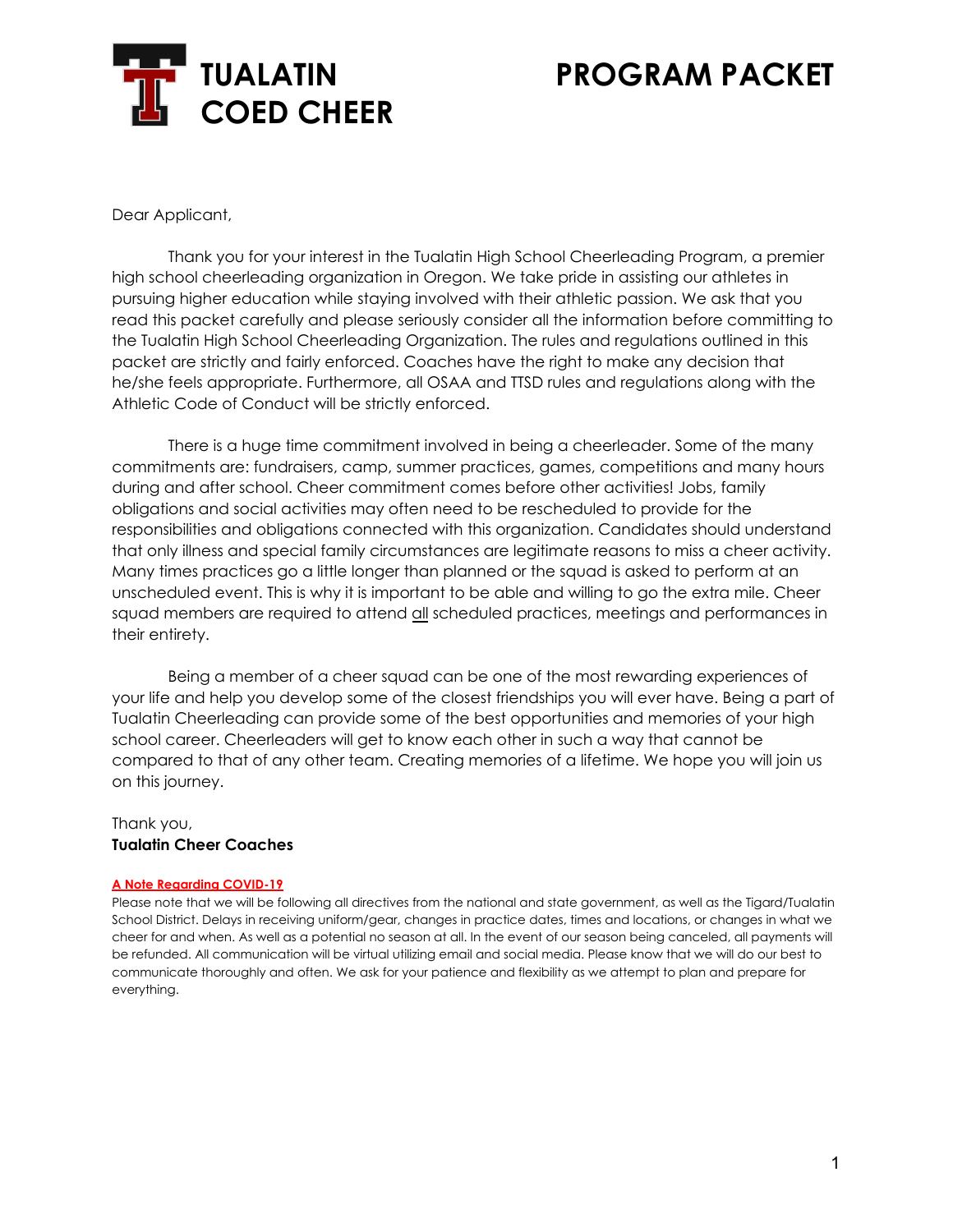# TUALATIN COED CHEER

# PROGRAM PACKET

Dear Applicant,

Thank you for your interest in the Tualatin High School Cheerleading Program, a premier high school cheerleading organization in Oregon. We take pride in assisting our athletes in pursuing higher education while staying involved with their athletic passion. We ask that you read this packet carefully and please seriously consider all the information before committing to the Tualatin High School Cheerleading Organization. The rules and regulations outlined in this packet are strictly and fairly enforced. Coaches have the right to make any decision that he/she feels appropriate. Furthermore, all OSAA and TTSD rules and regulations along with the Athletic Code of Conduct will be strictly enforced.

There is a huge time commitment involved in being a cheerleader. Some of the many commitments are: fundraisers, camp, summer practices, games, competitions and many hours during and after school. Cheer commitment comes before other activities! Jobs, family obligations and social activities may often need to be rescheduled to provide for the responsibilities and obligations connected with this organization. Candidates should understand that only illness and special family circumstances are legitimate reasons to miss a cheer activity. Many times practices go a little longer than planned or the squad is asked to perform at an unscheduled event. This is why it is important to be able and willing to go the extra mile. Cheer squad members are required to attend <u>all</u> scheduled practices, meetings and performances in their entirety.

Being a member of a cheer squad can be one of the most rewarding experiences of your life and help you develop some of the closest friendships you will ever have. Being a part of Tualatin Cheerleading can provide some of the best opportunities and memories of your high school career. Cheerleaders will get to know each other in such a way that cannot be compared to that of any other team. Creating memories of a lifetime. We hope you will join us on this journey.

Thank you,
**Tualatin Cheer Coaches**

**A Note Regarding COVID-19**

Please note that we will be following all directives from the national and state government, as well as the Tigard/Tualatin School District. Delays in receiving uniform/gear, changes in practice dates, times and locations, or changes in what we cheer for and when. As well as a potential no season at all. In the event of our season being canceled, all payments will be refunded. All communication will be virtual utilizing email and social media. Please know that we will do our best to communicate thoroughly and often. We ask for your patience and flexibility as we attempt to plan and prepare for everything.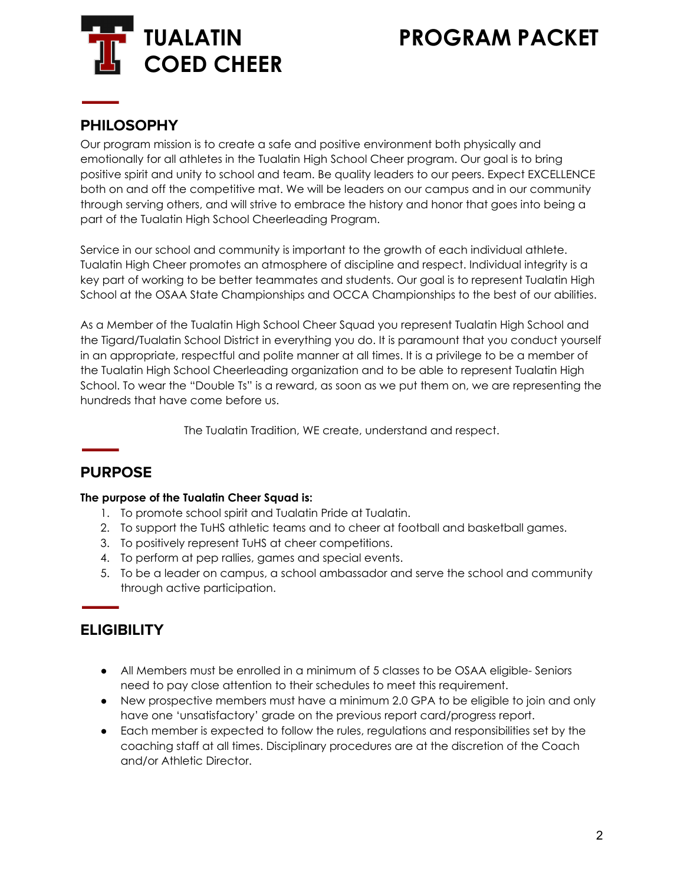# TUALATIN COED CHEER

# PROGRAM PACKET

## PHILOSOPHY

Our program mission is to create a safe and positive environment both physically and emotionally for all athletes in the Tualatin High School Cheer program. Our goal is to bring positive spirit and unity to school and team. Be quality leaders to our peers. Expect EXCELLENCE both on and off the competitive mat. We will be leaders on our campus and in our community through serving others, and will strive to embrace the history and honor that goes into being a part of the Tualatin High School Cheerleading Program.

Service in our school and community is important to the growth of each individual athlete. Tualatin High Cheer promotes an atmosphere of discipline and respect. Individual integrity is a key part of working to be better teammates and students. Our goal is to represent Tualatin High School at the OSAA State Championships and OCCA Championships to the best of our abilities.

As a Member of the Tualatin High School Cheer Squad you represent Tualatin High School and the Tigard/Tualatin School District in everything you do. It is paramount that you conduct yourself in an appropriate, respectful and polite manner at all times. It is a privilege to be a member of the Tualatin High School Cheerleading organization and to be able to represent Tualatin High School. To wear the "Double Ts" is a reward, as soon as we put them on, we are representing the hundreds that have come before us.

The Tualatin Tradition, WE create, understand and respect.

## PURPOSE

**The purpose of the Tualatin Cheer Squad is:**

1. To promote school spirit and Tualatin Pride at Tualatin.
2. To support the TuHS athletic teams and to cheer at football and basketball games.
3. To positively represent TuHS at cheer competitions.
4. To perform at pep rallies, games and special events.
5. To be a leader on campus, a school ambassador and serve the school and community through active participation.

## ELIGIBILITY

- All Members must be enrolled in a minimum of 5 classes to be OSAA eligible- Seniors need to pay close attention to their schedules to meet this requirement.
- New prospective members must have a minimum 2.0 GPA to be eligible to join and only have one 'unsatisfactory' grade on the previous report card/progress report.
- Each member is expected to follow the rules, regulations and responsibilities set by the coaching staff at all times. Disciplinary procedures are at the discretion of the Coach and/or Athletic Director.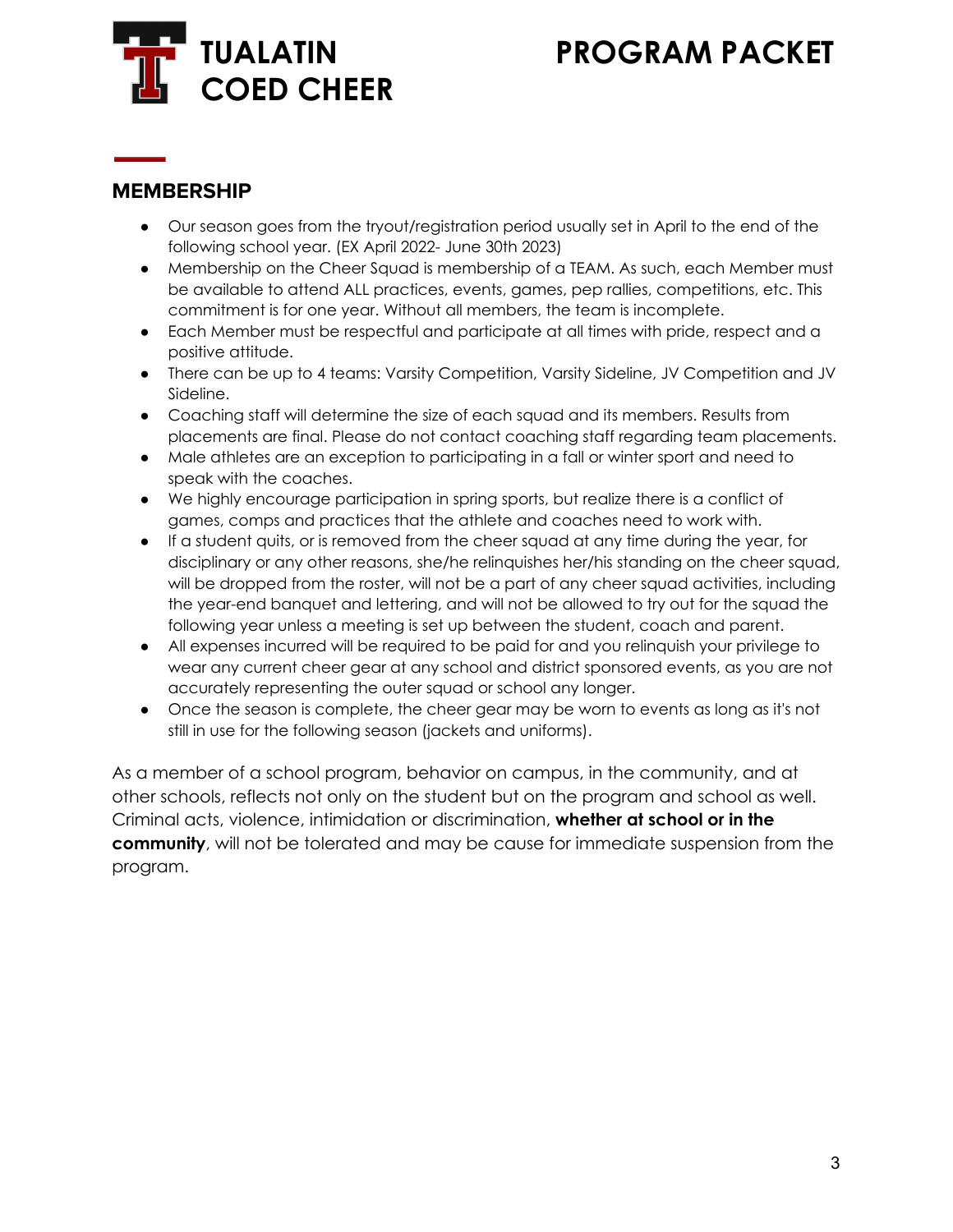# TUALATIN COED CHEER

# PROGRAM PACKET

## MEMBERSHIP

- Our season goes from the tryout/registration period usually set in April to the end of the following school year. (EX April 2022- June 30th 2023)
- Membership on the Cheer Squad is membership of a TEAM. As such, each Member must be available to attend ALL practices, events, games, pep rallies, competitions, etc. This commitment is for one year. Without all members, the team is incomplete.
- Each Member must be respectful and participate at all times with pride, respect and a positive attitude.
- There can be up to 4 teams: Varsity Competition, Varsity Sideline, JV Competition and JV Sideline.
- Coaching staff will determine the size of each squad and its members. Results from placements are final. Please do not contact coaching staff regarding team placements.
- Male athletes are an exception to participating in a fall or winter sport and need to speak with the coaches.
- We highly encourage participation in spring sports, but realize there is a conflict of games, comps and practices that the athlete and coaches need to work with.
- If a student quits, or is removed from the cheer squad at any time during the year, for disciplinary or any other reasons, she/he relinquishes her/his standing on the cheer squad, will be dropped from the roster, will not be a part of any cheer squad activities, including the year-end banquet and lettering, and will not be allowed to try out for the squad the following year unless a meeting is set up between the student, coach and parent.
- All expenses incurred will be required to be paid for and you relinquish your privilege to wear any current cheer gear at any school and district sponsored events, as you are not accurately representing the outer squad or school any longer.
- Once the season is complete, the cheer gear may be worn to events as long as it's not still in use for the following season (jackets and uniforms).

As a member of a school program, behavior on campus, in the community, and at other schools, reflects not only on the student but on the program and school as well. Criminal acts, violence, intimidation or discrimination, **whether at school or in the community**, will not be tolerated and may be cause for immediate suspension from the program.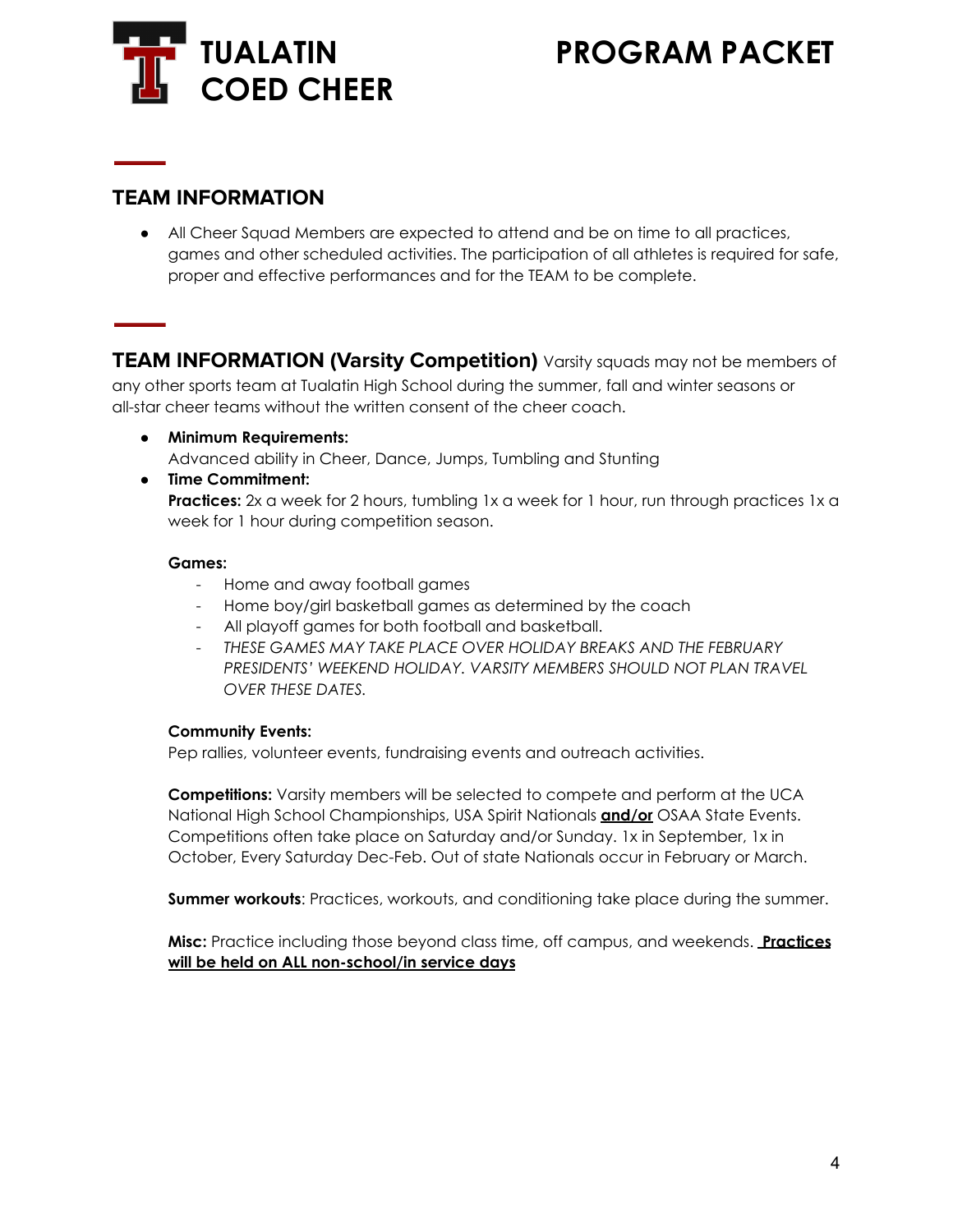## TEAM INFORMATION

- All Cheer Squad Members are expected to attend and be on time to all practices, games and other scheduled activities. The participation of all athletes is required for safe, proper and effective performances and for the TEAM to be complete.

## TEAM INFORMATION (Varsity Competition)

Varsity squads may not be members of any other sports team at Tualatin High School during the summer, fall and winter seasons or all-star cheer teams without the written consent of the cheer coach.

- **Minimum Requirements:**
  Advanced ability in Cheer, Dance, Jumps, Tumbling and Stunting
- **Time Commitment:**
  **Practices:** 2x a week for 2 hours, tumbling 1x a week for 1 hour, run through practices 1x a week for 1 hour during competition season.

  **Games:**
  - Home and away football games
  - Home boy/girl basketball games as determined by the coach
  - All playoff games for both football and basketball.
  - *THESE GAMES MAY TAKE PLACE OVER HOLIDAY BREAKS AND THE FEBRUARY PRESIDENTS' WEEKEND HOLIDAY. VARSITY MEMBERS SHOULD NOT PLAN TRAVEL OVER THESE DATES.*

  **Community Events:**
  Pep rallies, volunteer events, fundraising events and outreach activities.

  **Competitions:** Varsity members will be selected to compete and perform at the UCA National High School Championships, USA Spirit Nationals <u>**and/or**</u> OSAA State Events. Competitions often take place on Saturday and/or Sunday. 1x in September, 1x in October, Every Saturday Dec-Feb. Out of state Nationals occur in February or March.

  **Summer workouts**: Practices, workouts, and conditioning take place during the summer.

  **Misc:** Practice including those beyond class time, off campus, and weekends. <u>**Practices will be held on ALL non-school/in service days**</u>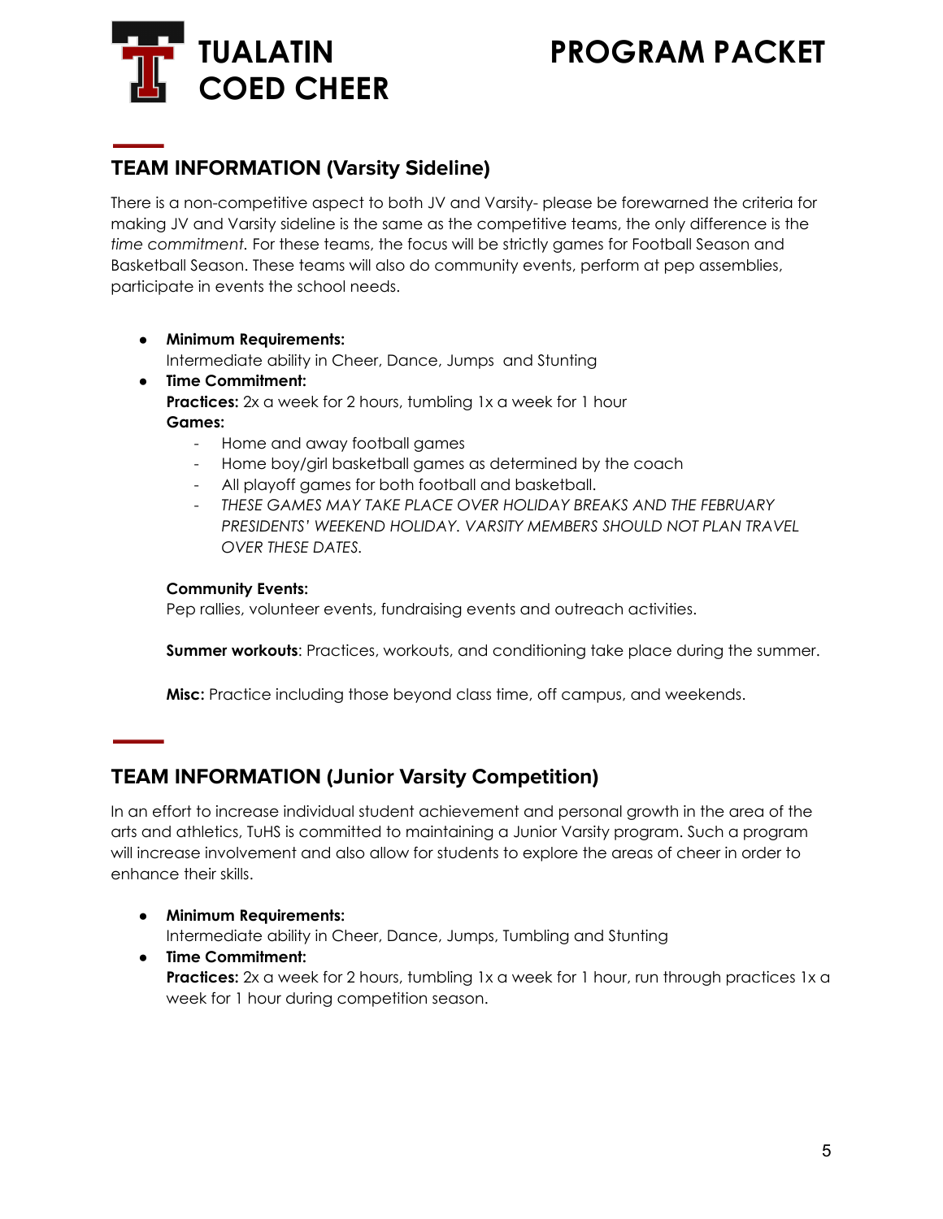## TEAM INFORMATION (Varsity Sideline)

There is a non-competitive aspect to both JV and Varsity- please be forewarned the criteria for making JV and Varsity sideline is the same as the competitive teams, the only difference is the *time commitment.* For these teams, the focus will be strictly games for Football Season and Basketball Season. These teams will also do community events, perform at pep assemblies, participate in events the school needs.

- **Minimum Requirements:**
  Intermediate ability in Cheer, Dance, Jumps and Stunting
- **Time Commitment:**
  **Practices:** 2x a week for 2 hours, tumbling 1x a week for 1 hour
  **Games:**
  - Home and away football games
  - Home boy/girl basketball games as determined by the coach
  - All playoff games for both football and basketball.
  - *THESE GAMES MAY TAKE PLACE OVER HOLIDAY BREAKS AND THE FEBRUARY PRESIDENTS' WEEKEND HOLIDAY. VARSITY MEMBERS SHOULD NOT PLAN TRAVEL OVER THESE DATES.*

  **Community Events:**
  Pep rallies, volunteer events, fundraising events and outreach activities.

  **Summer workouts**: Practices, workouts, and conditioning take place during the summer.

  **Misc:** Practice including those beyond class time, off campus, and weekends.

## TEAM INFORMATION (Junior Varsity Competition)

In an effort to increase individual student achievement and personal growth in the area of the arts and athletics, TuHS is committed to maintaining a Junior Varsity program. Such a program will increase involvement and also allow for students to explore the areas of cheer in order to enhance their skills.

- **Minimum Requirements:**
  Intermediate ability in Cheer, Dance, Jumps, Tumbling and Stunting
- **Time Commitment:**
  **Practices:** 2x a week for 2 hours, tumbling 1x a week for 1 hour, run through practices 1x a week for 1 hour during competition season.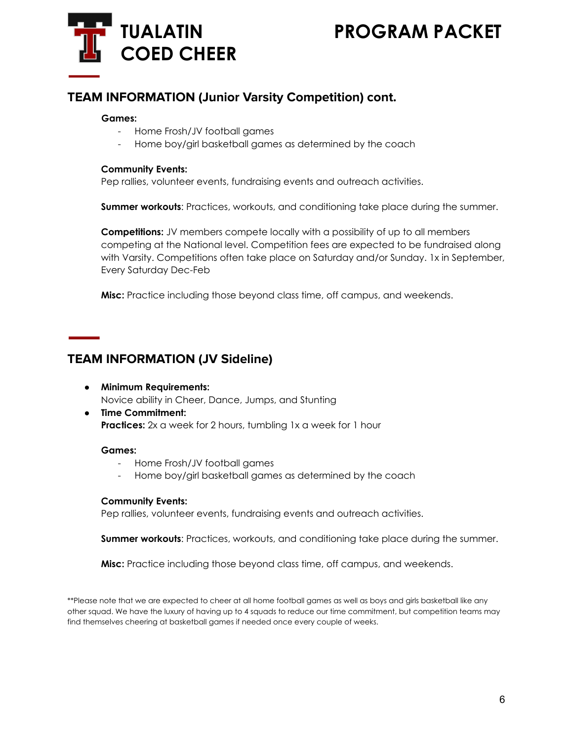## TEAM INFORMATION (Junior Varsity Competition) cont.

**Games:**

- Home Frosh/JV football games
- Home boy/girl basketball games as determined by the coach

**Community Events:**
Pep rallies, volunteer events, fundraising events and outreach activities.

**Summer workouts**: Practices, workouts, and conditioning take place during the summer.

**Competitions:** JV members compete locally with a possibility of up to all members competing at the National level. Competition fees are expected to be fundraised along with Varsity. Competitions often take place on Saturday and/or Sunday. 1x in September, Every Saturday Dec-Feb

**Misc:** Practice including those beyond class time, off campus, and weekends.

## TEAM INFORMATION (JV Sideline)

- **Minimum Requirements:**
  Novice ability in Cheer, Dance, Jumps, and Stunting
- **Time Commitment:**
  **Practices:** 2x a week for 2 hours, tumbling 1x a week for 1 hour

**Games:**

- Home Frosh/JV football games
- Home boy/girl basketball games as determined by the coach

**Community Events:**
Pep rallies, volunteer events, fundraising events and outreach activities.

**Summer workouts**: Practices, workouts, and conditioning take place during the summer.

**Misc:** Practice including those beyond class time, off campus, and weekends.

**Please note that we are expected to cheer at all home football games as well as boys and girls basketball like any other squad. We have the luxury of having up to 4 squads to reduce our time commitment, but competition teams may find themselves cheering at basketball games if needed once every couple of weeks.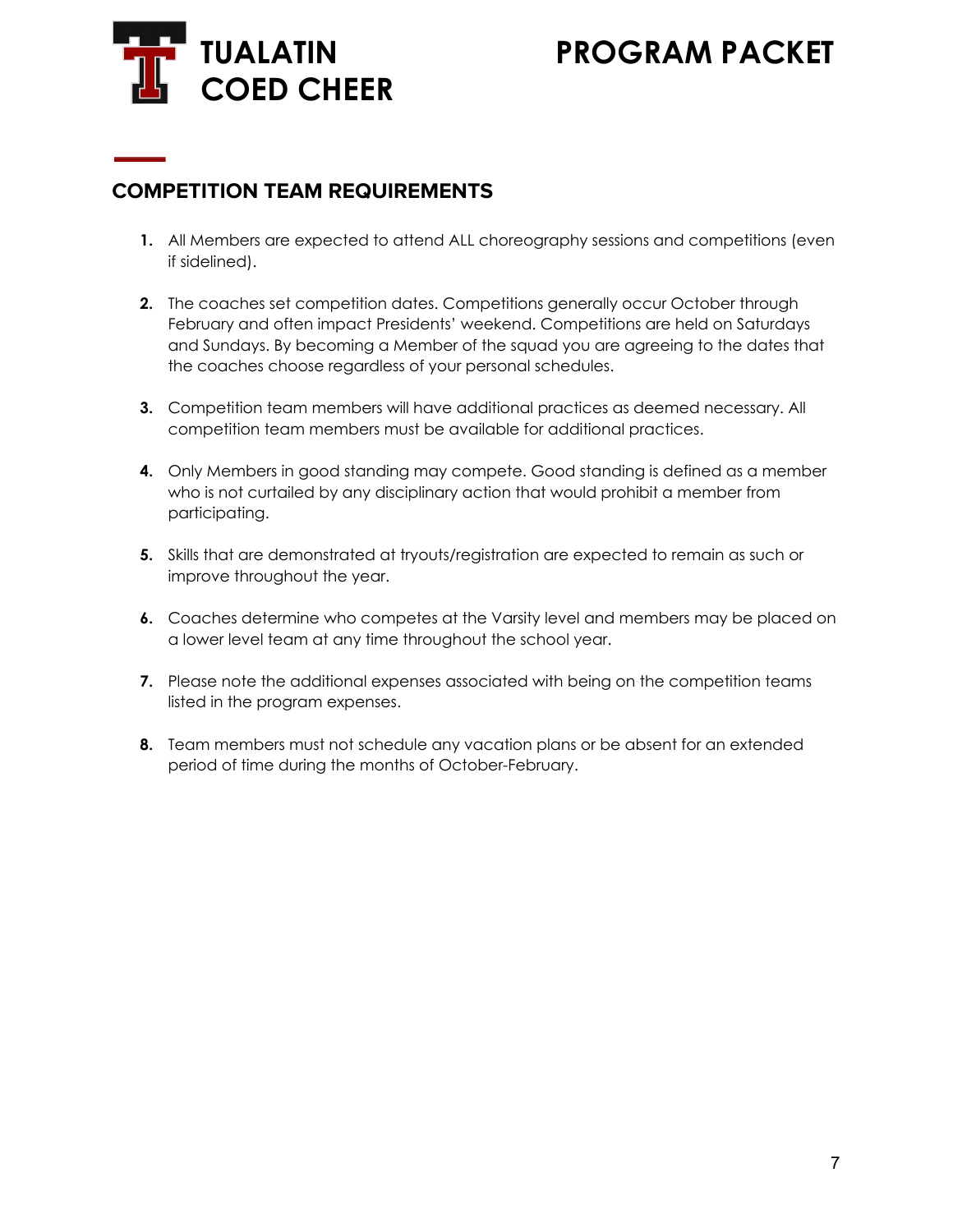## COMPETITION TEAM REQUIREMENTS

1. All Members are expected to attend ALL choreography sessions and competitions (even if sidelined).
2. The coaches set competition dates. Competitions generally occur October through February and often impact Presidents' weekend. Competitions are held on Saturdays and Sundays. By becoming a Member of the squad you are agreeing to the dates that the coaches choose regardless of your personal schedules.
3. Competition team members will have additional practices as deemed necessary. All competition team members must be available for additional practices.
4. Only Members in good standing may compete. Good standing is defined as a member who is not curtailed by any disciplinary action that would prohibit a member from participating.
5. Skills that are demonstrated at tryouts/registration are expected to remain as such or improve throughout the year.
6. Coaches determine who competes at the Varsity level and members may be placed on a lower level team at any time throughout the school year.
7. Please note the additional expenses associated with being on the competition teams listed in the program expenses.
8. Team members must not schedule any vacation plans or be absent for an extended period of time during the months of October-February.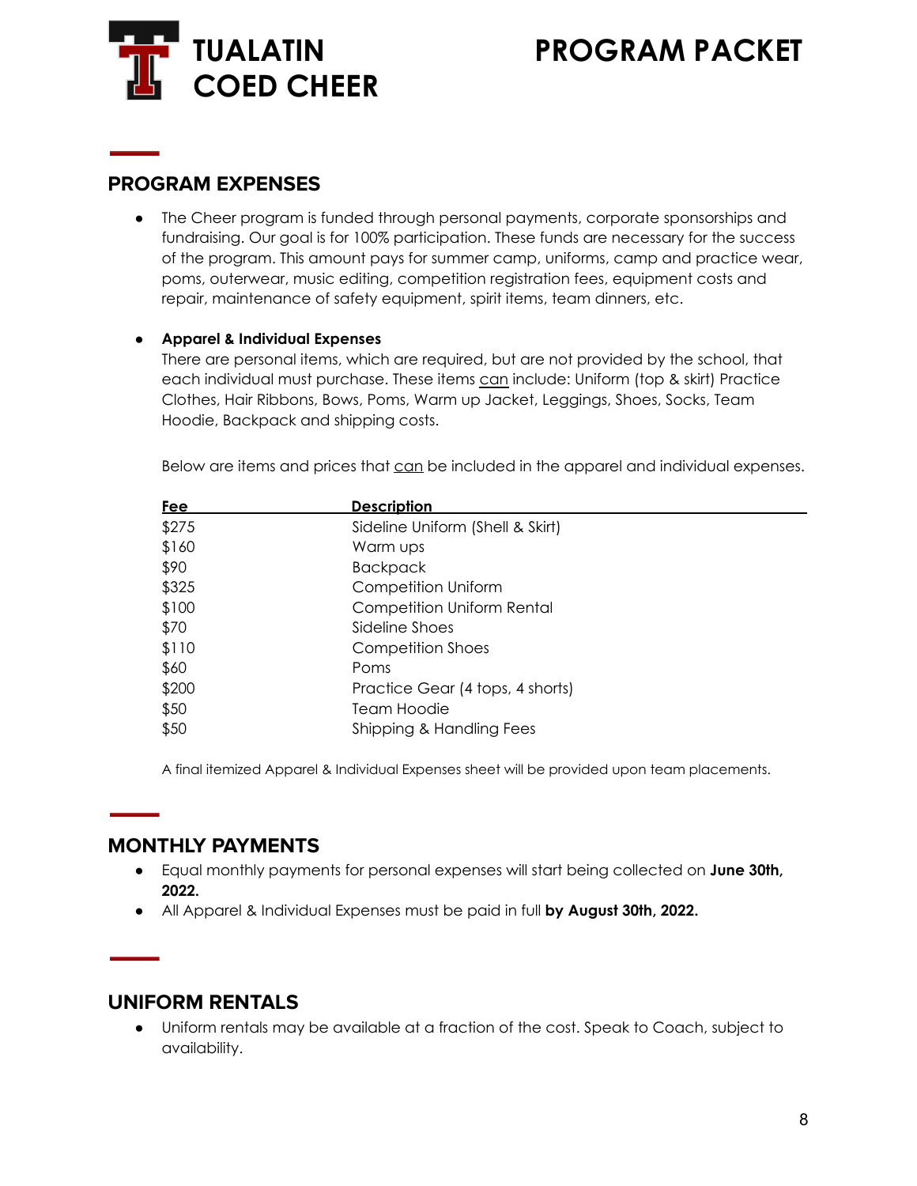# TUALATIN COED CHEER

# PROGRAM PACKET

## PROGRAM EXPENSES

- The Cheer program is funded through personal payments, corporate sponsorships and fundraising. Our goal is for 100% participation. These funds are necessary for the success of the program. This amount pays for summer camp, uniforms, camp and practice wear, poms, outerwear, music editing, competition registration fees, equipment costs and repair, maintenance of safety equipment, spirit items, team dinners, etc.

- **Apparel & Individual Expenses**
  There are personal items, which are required, but are not provided by the school, that each individual must purchase. These items can include: Uniform (top & skirt) Practice Clothes, Hair Ribbons, Bows, Poms, Warm up Jacket, Leggings, Shoes, Socks, Team Hoodie, Backpack and shipping costs.

  Below are items and prices that can be included in the apparel and individual expenses.

| Fee | Description |
|---|---|
| $275 | Sideline Uniform (Shell & Skirt) |
| $160 | Warm ups |
| $90 | Backpack |
| $325 | Competition Uniform |
| $100 | Competition Uniform Rental |
| $70 | Sideline Shoes |
| $110 | Competition Shoes |
| $60 | Poms |
| $200 | Practice Gear (4 tops, 4 shorts) |
| $50 | Team Hoodie |
| $50 | Shipping & Handling Fees |

  A final itemized Apparel & Individual Expenses sheet will be provided upon team placements.

## MONTHLY PAYMENTS

- Equal monthly payments for personal expenses will start being collected on **June 30th, 2022.**
- All Apparel & Individual Expenses must be paid in full **by August 30th, 2022.**

## UNIFORM RENTALS

- Uniform rentals may be available at a fraction of the cost. Speak to Coach, subject to availability.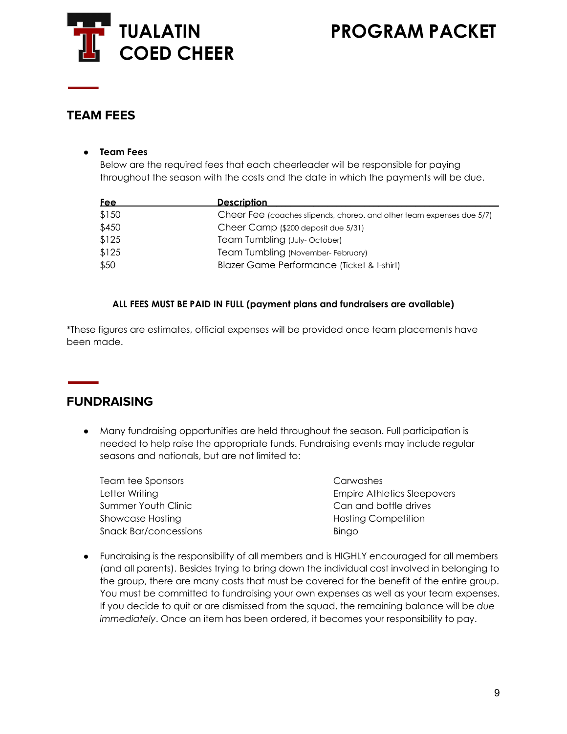# TUALATIN COED CHEER

# PROGRAM PACKET

## TEAM FEES

- **Team Fees**
  Below are the required fees that each cheerleader will be responsible for paying throughout the season with the costs and the date in which the payments will be due.

| Fee | Description |
|---|---|
| $150 | Cheer Fee (coaches stipends, choreo. and other team expenses due 5/7) |
| $450 | Cheer Camp ($200 deposit due 5/31) |
| $125 | Team Tumbling (July- October) |
| $125 | Team Tumbling (November- February) |
| $50 | Blazer Game Performance (Ticket & t-shirt) |

**ALL FEES MUST BE PAID IN FULL (payment plans and fundraisers are available)**

*These figures are estimates, official expenses will be provided once team placements have been made.

## FUNDRAISING

- Many fundraising opportunities are held throughout the season. Full participation is needed to help raise the appropriate funds. Fundraising events may include regular seasons and nationals, but are not limited to:

  Team tee Sponsors
  Letter Writing
  Summer Youth Clinic
  Showcase Hosting
  Snack Bar/concessions
  Carwashes
  Empire Athletics Sleepovers
  Can and bottle drives
  Hosting Competition
  Bingo

- Fundraising is the responsibility of all members and is HIGHLY encouraged for all members (and all parents). Besides trying to bring down the individual cost involved in belonging to the group, there are many costs that must be covered for the benefit of the entire group. You must be committed to fundraising your own expenses as well as your team expenses. If you decide to quit or are dismissed from the squad, the remaining balance will be *due immediately*. Once an item has been ordered, it becomes your responsibility to pay.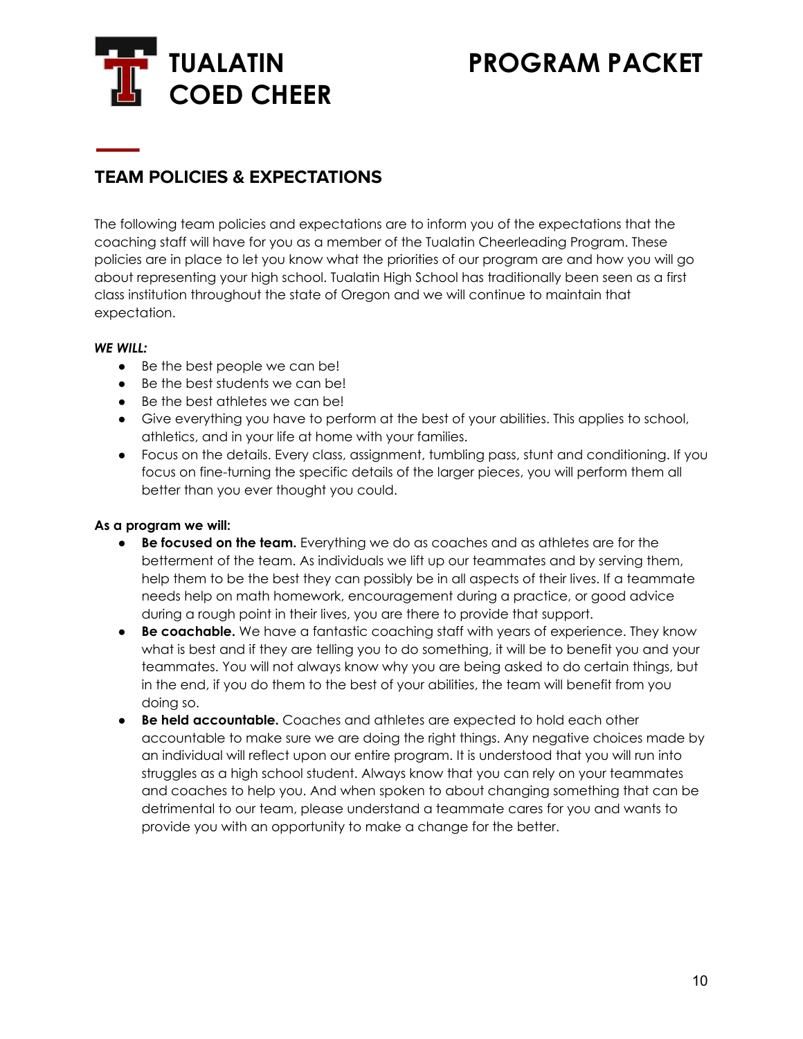# TEAM POLICIES & EXPECTATIONS

The following team policies and expectations are to inform you of the expectations that the coaching staff will have for you as a member of the Tualatin Cheerleading Program. These policies are in place to let you know what the priorities of our program are and how you will go about representing your high school. Tualatin High School has traditionally been seen as a first class institution throughout the state of Oregon and we will continue to maintain that expectation.

***WE WILL:***

- Be the best people we can be!
- Be the best students we can be!
- Be the best athletes we can be!
- Give everything you have to perform at the best of your abilities. This applies to school, athletics, and in your life at home with your families.
- Focus on the details. Every class, assignment, tumbling pass, stunt and conditioning. If you focus on fine-turning the specific details of the larger pieces, you will perform them all better than you ever thought you could.

**As a program we will:**

- **Be focused on the team.** Everything we do as coaches and as athletes are for the betterment of the team. As individuals we lift up our teammates and by serving them, help them to be the best they can possibly be in all aspects of their lives. If a teammate needs help on math homework, encouragement during a practice, or good advice during a rough point in their lives, you are there to provide that support.
- **Be coachable.** We have a fantastic coaching staff with years of experience. They know what is best and if they are telling you to do something, it will be to benefit you and your teammates. You will not always know why you are being asked to do certain things, but in the end, if you do them to the best of your abilities, the team will benefit from you doing so.
- **Be held accountable.** Coaches and athletes are expected to hold each other accountable to make sure we are doing the right things. Any negative choices made by an individual will reflect upon our entire program. It is understood that you will run into struggles as a high school student. Always know that you can rely on your teammates and coaches to help you. And when spoken to about changing something that can be detrimental to our team, please understand a teammate cares for you and wants to provide you with an opportunity to make a change for the better.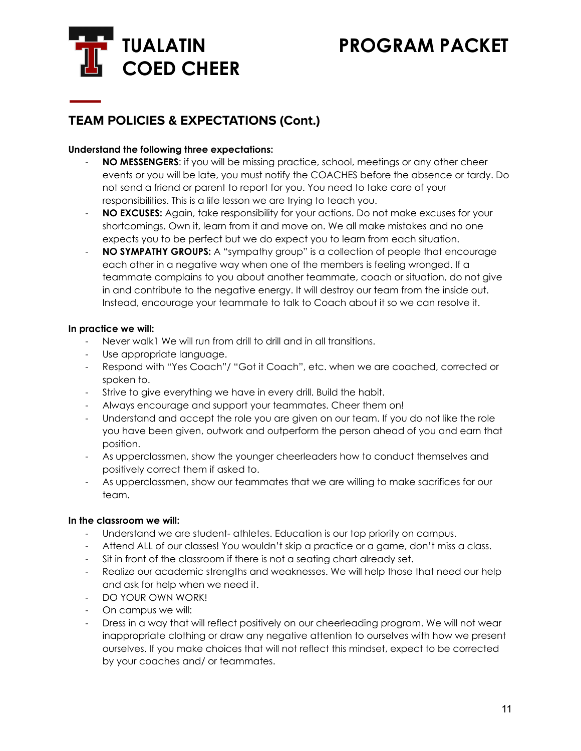## TEAM POLICIES & EXPECTATIONS (Cont.)

**Understand the following three expectations:**

- **NO MESSENGERS**: if you will be missing practice, school, meetings or any other cheer events or you will be late, you must notify the COACHES before the absence or tardy. Do not send a friend or parent to report for you. You need to take care of your responsibilities. This is a life lesson we are trying to teach you.
- **NO EXCUSES:** Again, take responsibility for your actions. Do not make excuses for your shortcomings. Own it, learn from it and move on. We all make mistakes and no one expects you to be perfect but we do expect you to learn from each situation.
- **NO SYMPATHY GROUPS:** A "sympathy group" is a collection of people that encourage each other in a negative way when one of the members is feeling wronged. If a teammate complains to you about another teammate, coach or situation, do not give in and contribute to the negative energy. It will destroy our team from the inside out. Instead, encourage your teammate to talk to Coach about it so we can resolve it.

**In practice we will:**

- Never walk1 We will run from drill to drill and in all transitions.
- Use appropriate language.
- Respond with "Yes Coach"/ "Got it Coach", etc. when we are coached, corrected or spoken to.
- Strive to give everything we have in every drill. Build the habit.
- Always encourage and support your teammates. Cheer them on!
- Understand and accept the role you are given on our team. If you do not like the role you have been given, outwork and outperform the person ahead of you and earn that position.
- As upperclassmen, show the younger cheerleaders how to conduct themselves and positively correct them if asked to.
- As upperclassmen, show our teammates that we are willing to make sacrifices for our team.

**In the classroom we will:**

- Understand we are student- athletes. Education is our top priority on campus.
- Attend ALL of our classes! You wouldn't skip a practice or a game, don't miss a class.
- Sit in front of the classroom if there is not a seating chart already set.
- Realize our academic strengths and weaknesses. We will help those that need our help and ask for help when we need it.
- DO YOUR OWN WORK!
- On campus we will:
- Dress in a way that will reflect positively on our cheerleading program. We will not wear inappropriate clothing or draw any negative attention to ourselves with how we present ourselves. If you make choices that will not reflect this mindset, expect to be corrected by your coaches and/ or teammates.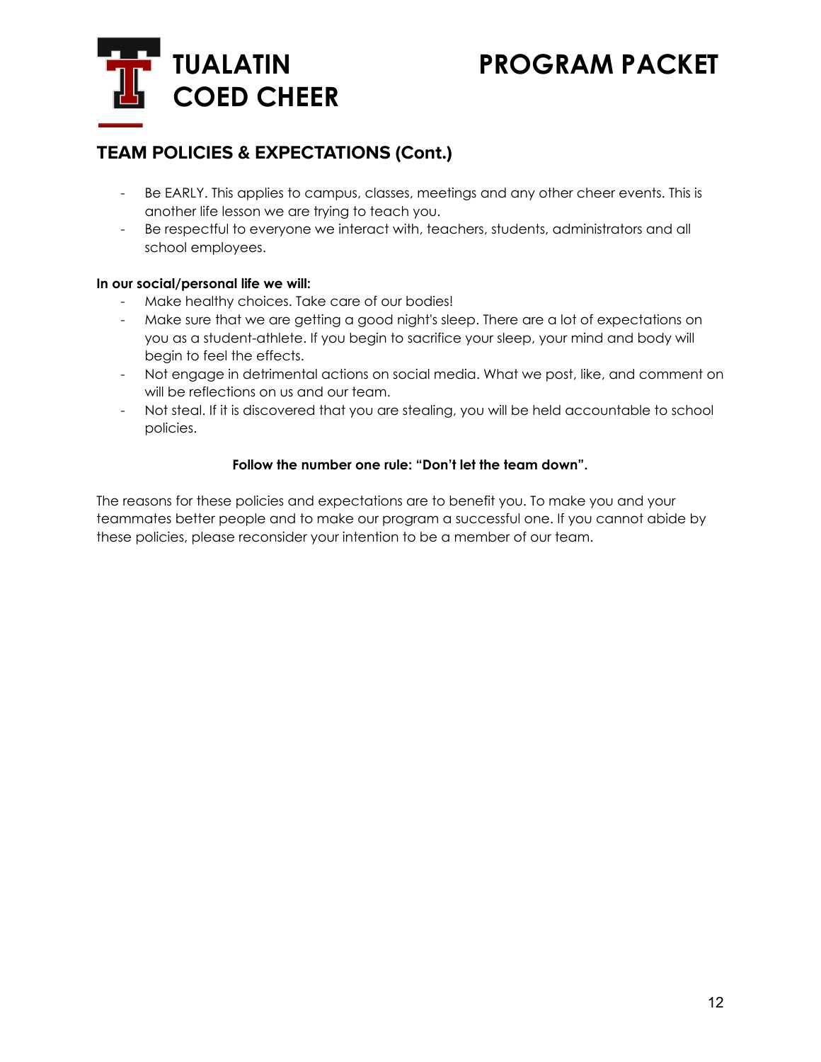## TEAM POLICIES & EXPECTATIONS (Cont.)

- Be EARLY. This applies to campus, classes, meetings and any other cheer events. This is another life lesson we are trying to teach you.
- Be respectful to everyone we interact with, teachers, students, administrators and all school employees.

**In our social/personal life we will:**

- Make healthy choices. Take care of our bodies!
- Make sure that we are getting a good night's sleep. There are a lot of expectations on you as a student-athlete. If you begin to sacrifice your sleep, your mind and body will begin to feel the effects.
- Not engage in detrimental actions on social media. What we post, like, and comment on will be reflections on us and our team.
- Not steal. If it is discovered that you are stealing, you will be held accountable to school policies.

**Follow the number one rule: "Don't let the team down".**

The reasons for these policies and expectations are to benefit you. To make you and your teammates better people and to make our program a successful one. If you cannot abide by these policies, please reconsider your intention to be a member of our team.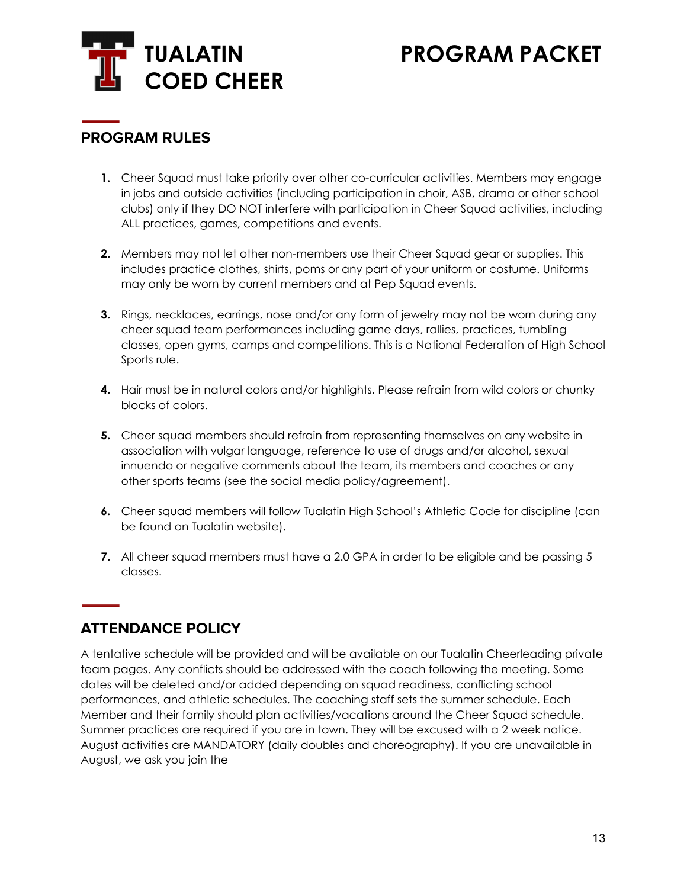# TUALATIN COED CHEER — PROGRAM PACKET

## PROGRAM RULES

1. Cheer Squad must take priority over other co-curricular activities. Members may engage in jobs and outside activities (including participation in choir, ASB, drama or other school clubs) only if they DO NOT interfere with participation in Cheer Squad activities, including ALL practices, games, competitions and events.

2. Members may not let other non-members use their Cheer Squad gear or supplies. This includes practice clothes, shirts, poms or any part of your uniform or costume. Uniforms may only be worn by current members and at Pep Squad events.

3. Rings, necklaces, earrings, nose and/or any form of jewelry may not be worn during any cheer squad team performances including game days, rallies, practices, tumbling classes, open gyms, camps and competitions. This is a National Federation of High School Sports rule.

4. Hair must be in natural colors and/or highlights. Please refrain from wild colors or chunky blocks of colors.

5. Cheer squad members should refrain from representing themselves on any website in association with vulgar language, reference to use of drugs and/or alcohol, sexual innuendo or negative comments about the team, its members and coaches or any other sports teams (see the social media policy/agreement).

6. Cheer squad members will follow Tualatin High School's Athletic Code for discipline (can be found on Tualatin website).

7. All cheer squad members must have a 2.0 GPA in order to be eligible and be passing 5 classes.

## ATTENDANCE POLICY

A tentative schedule will be provided and will be available on our Tualatin Cheerleading private team pages. Any conflicts should be addressed with the coach following the meeting. Some dates will be deleted and/or added depending on squad readiness, conflicting school performances, and athletic schedules. The coaching staff sets the summer schedule. Each Member and their family should plan activities/vacations around the Cheer Squad schedule. Summer practices are required if you are in town. They will be excused with a 2 week notice. August activities are MANDATORY (daily doubles and choreography). If you are unavailable in August, we ask you join the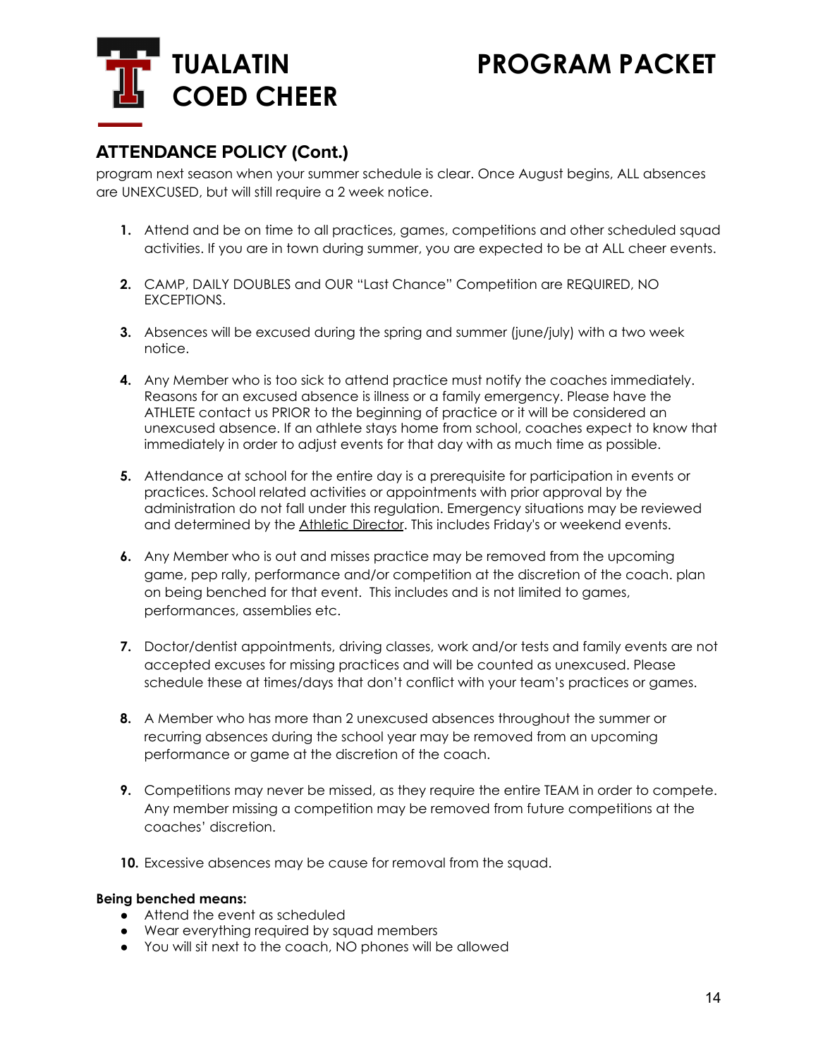## ATTENDANCE POLICY (Cont.)

program next season when your summer schedule is clear. Once August begins, ALL absences are UNEXCUSED, but will still require a 2 week notice.

1. Attend and be on time to all practices, games, competitions and other scheduled squad activities. If you are in town during summer, you are expected to be at ALL cheer events.
2. CAMP, DAILY DOUBLES and OUR "Last Chance" Competition are REQUIRED, NO EXCEPTIONS.
3. Absences will be excused during the spring and summer (june/july) with a two week notice.
4. Any Member who is too sick to attend practice must notify the coaches immediately. Reasons for an excused absence is illness or a family emergency. Please have the ATHLETE contact us PRIOR to the beginning of practice or it will be considered an unexcused absence. If an athlete stays home from school, coaches expect to know that immediately in order to adjust events for that day with as much time as possible.
5. Attendance at school for the entire day is a prerequisite for participation in events or practices. School related activities or appointments with prior approval by the administration do not fall under this regulation. Emergency situations may be reviewed and determined by the Athletic Director. This includes Friday's or weekend events.
6. Any Member who is out and misses practice may be removed from the upcoming game, pep rally, performance and/or competition at the discretion of the coach. plan on being benched for that event. This includes and is not limited to games, performances, assemblies etc.
7. Doctor/dentist appointments, driving classes, work and/or tests and family events are not accepted excuses for missing practices and will be counted as unexcused. Please schedule these at times/days that don't conflict with your team's practices or games.
8. A Member who has more than 2 unexcused absences throughout the summer or recurring absences during the school year may be removed from an upcoming performance or game at the discretion of the coach.
9. Competitions may never be missed, as they require the entire TEAM in order to compete. Any member missing a competition may be removed from future competitions at the coaches' discretion.
10. Excessive absences may be cause for removal from the squad.

**Being benched means:**

- Attend the event as scheduled
- Wear everything required by squad members
- You will sit next to the coach, NO phones will be allowed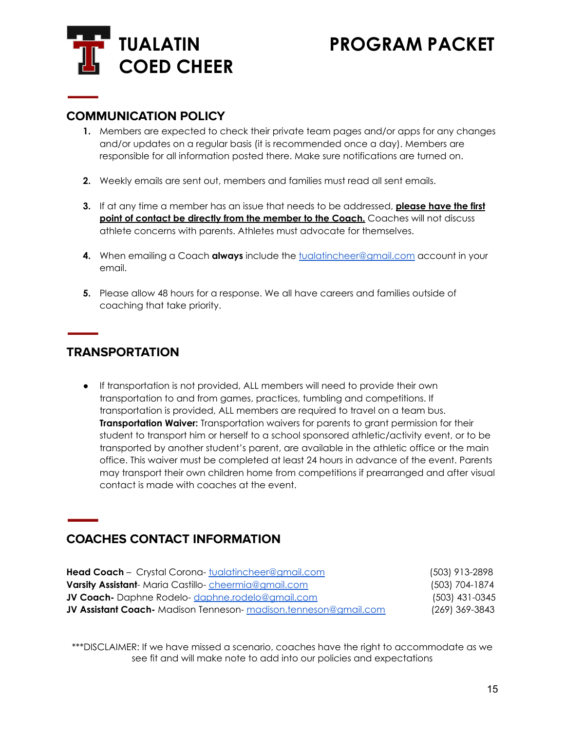# TUALATIN COED CHEER

# PROGRAM PACKET

## COMMUNICATION POLICY

1. Members are expected to check their private team pages and/or apps for any changes and/or updates on a regular basis (it is recommended once a day). Members are responsible for all information posted there. Make sure notifications are turned on.

2. Weekly emails are sent out, members and families must read all sent emails.

3. If at any time a member has an issue that needs to be addressed, **please have the first point of contact be directly from the member to the Coach.** Coaches will not discuss athlete concerns with parents. Athletes must advocate for themselves.

4. When emailing a Coach **always** include the tualatincheer@gmail.com account in your email.

5. Please allow 48 hours for a response. We all have careers and families outside of coaching that take priority.

## TRANSPORTATION

- If transportation is not provided, ALL members will need to provide their own transportation to and from games, practices, tumbling and competitions. If transportation is provided, ALL members are required to travel on a team bus. **Transportation Waiver:** Transportation waivers for parents to grant permission for their student to transport him or herself to a school sponsored athletic/activity event, or to be transported by another student's parent, are available in the athletic office or the main office. This waiver must be completed at least 24 hours in advance of the event. Parents may transport their own children home from competitions if prearranged and after visual contact is made with coaches at the event.

## COACHES CONTACT INFORMATION

**Head Coach** – Crystal Corona- tualatincheer@gmail.com (503) 913-2898
**Varsity Assistant**- Maria Castillo- cheermia@gmail.com (503) 704-1874
**JV Coach-** Daphne Rodelo- daphne.rodelo@gmail.com (503) 431-0345
**JV Assistant Coach-** Madison Tenneson- madison.tenneson@gmail.com (269) 369-3843

***DISCLAIMER: If we have missed a scenario, coaches have the right to accommodate as we see fit and will make note to add into our policies and expectations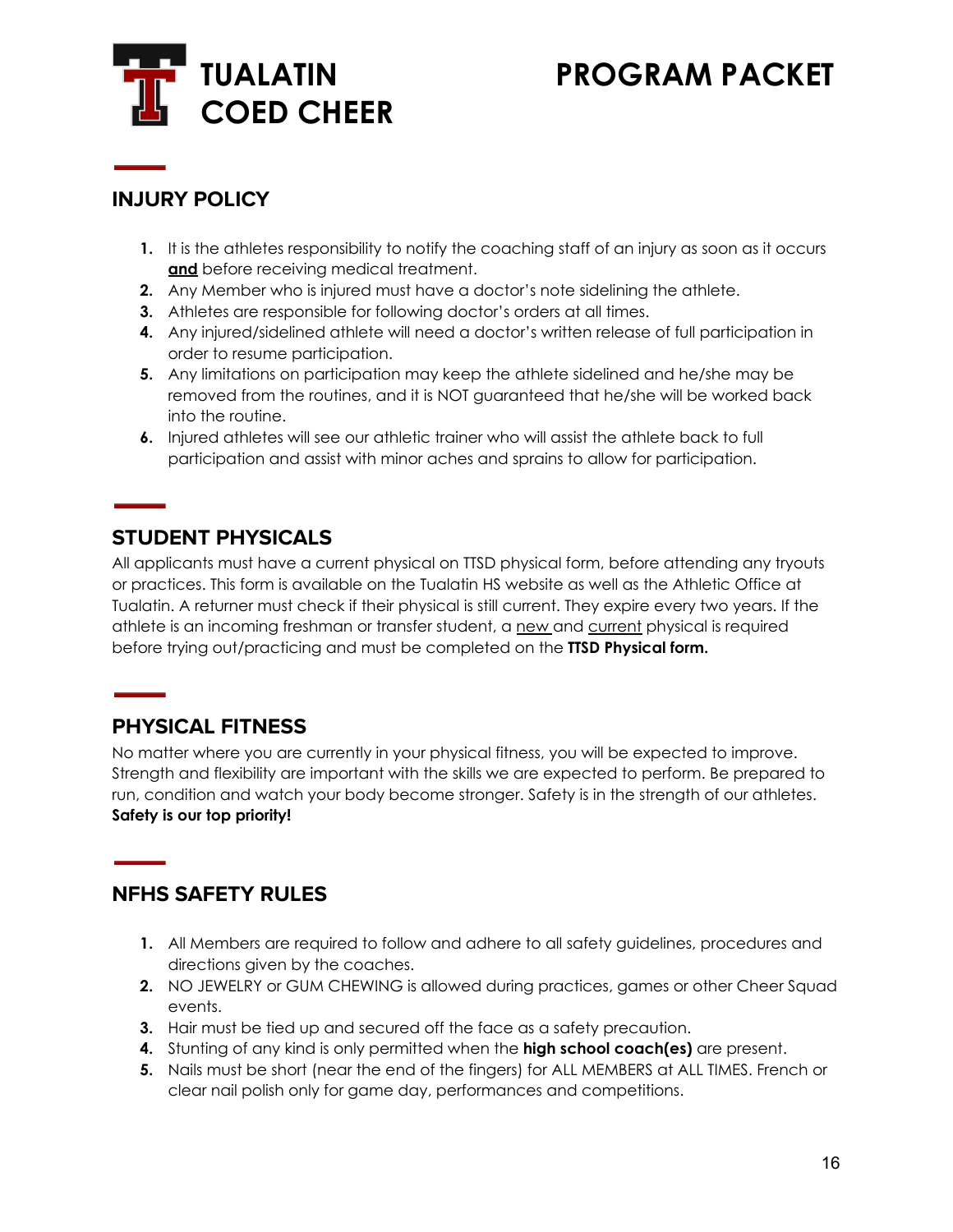# TUALATIN COED CHEER

# PROGRAM PACKET

## INJURY POLICY

1. It is the athletes responsibility to notify the coaching staff of an injury as soon as it occurs **and** before receiving medical treatment.
2. Any Member who is injured must have a doctor's note sidelining the athlete.
3. Athletes are responsible for following doctor's orders at all times.
4. Any injured/sidelined athlete will need a doctor's written release of full participation in order to resume participation.
5. Any limitations on participation may keep the athlete sidelined and he/she may be removed from the routines, and it is NOT guaranteed that he/she will be worked back into the routine.
6. Injured athletes will see our athletic trainer who will assist the athlete back to full participation and assist with minor aches and sprains to allow for participation.

## STUDENT PHYSICALS

All applicants must have a current physical on TTSD physical form, before attending any tryouts or practices. This form is available on the Tualatin HS website as well as the Athletic Office at Tualatin. A returner must check if their physical is still current. They expire every two years. If the athlete is an incoming freshman or transfer student, a new and current physical is required before trying out/practicing and must be completed on the **TTSD Physical form.**

## PHYSICAL FITNESS

No matter where you are currently in your physical fitness, you will be expected to improve. Strength and flexibility are important with the skills we are expected to perform. Be prepared to run, condition and watch your body become stronger. Safety is in the strength of our athletes. **Safety is our top priority!**

## NFHS SAFETY RULES

1. All Members are required to follow and adhere to all safety guidelines, procedures and directions given by the coaches.
2. NO JEWELRY or GUM CHEWING is allowed during practices, games or other Cheer Squad events.
3. Hair must be tied up and secured off the face as a safety precaution.
4. Stunting of any kind is only permitted when the **high school coach(es)** are present.
5. Nails must be short (near the end of the fingers) for ALL MEMBERS at ALL TIMES. French or clear nail polish only for game day, performances and competitions.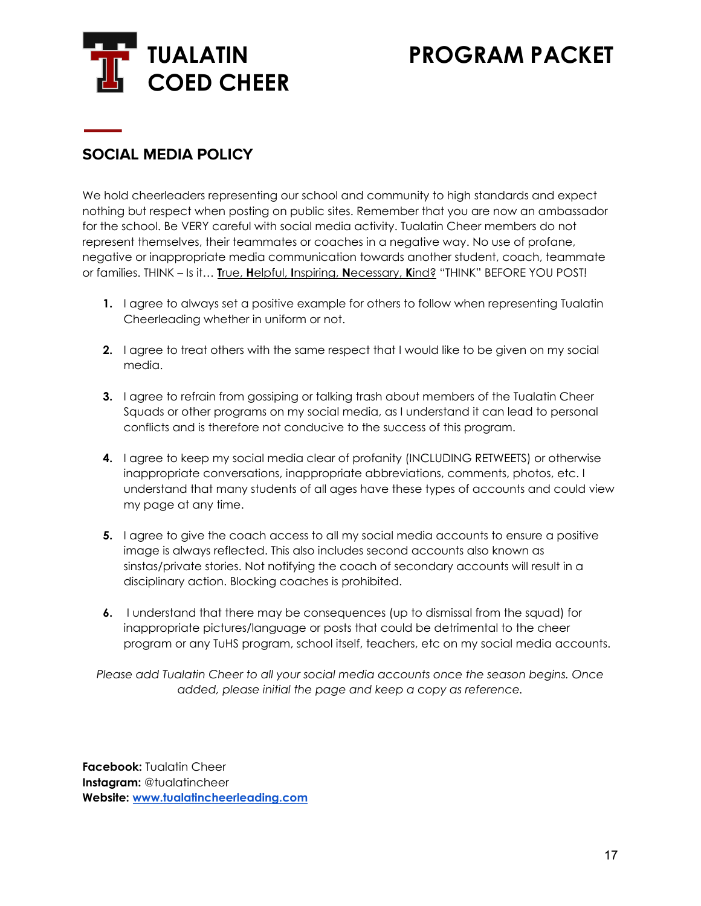# TUALATIN COED CHEER

# PROGRAM PACKET

## SOCIAL MEDIA POLICY

We hold cheerleaders representing our school and community to high standards and expect nothing but respect when posting on public sites. Remember that you are now an ambassador for the school. Be VERY careful with social media activity. Tualatin Cheer members do not represent themselves, their teammates or coaches in a negative way. No use of profane, negative or inappropriate media communication towards another student, coach, teammate or families. THINK – Is it… **T**rue, **H**elpful, **I**nspiring, **N**ecessary, **K**ind? "THINK" BEFORE YOU POST!

1. I agree to always set a positive example for others to follow when representing Tualatin Cheerleading whether in uniform or not.
2. I agree to treat others with the same respect that I would like to be given on my social media.
3. I agree to refrain from gossiping or talking trash about members of the Tualatin Cheer Squads or other programs on my social media, as I understand it can lead to personal conflicts and is therefore not conducive to the success of this program.
4. I agree to keep my social media clear of profanity (INCLUDING RETWEETS) or otherwise inappropriate conversations, inappropriate abbreviations, comments, photos, etc. I understand that many students of all ages have these types of accounts and could view my page at any time.
5. I agree to give the coach access to all my social media accounts to ensure a positive image is always reflected. This also includes second accounts also known as sinstas/private stories. Not notifying the coach of secondary accounts will result in a disciplinary action. Blocking coaches is prohibited.
6. I understand that there may be consequences (up to dismissal from the squad) for inappropriate pictures/language or posts that could be detrimental to the cheer program or any TuHS program, school itself, teachers, etc on my social media accounts.

*Please add Tualatin Cheer to all your social media accounts once the season begins. Once added, please initial the page and keep a copy as reference.*

**Facebook:** Tualatin Cheer
**Instagram:** @tualatincheer
**Website:** [www.tualatincheerleading.com](http://www.tualatincheerleading.com)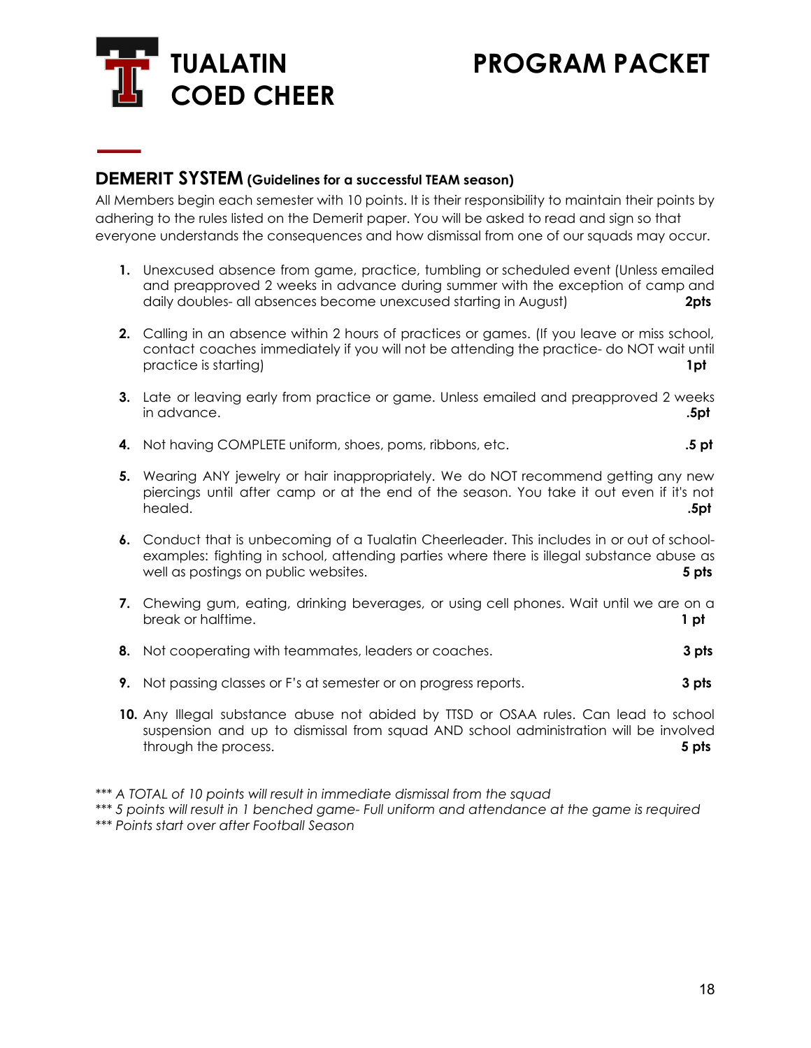# TUALATIN COED CHEER

# PROGRAM PACKET

## DEMERIT SYSTEM (Guidelines for a successful TEAM season)

All Members begin each semester with 10 points. It is their responsibility to maintain their points by adhering to the rules listed on the Demerit paper. You will be asked to read and sign so that everyone understands the consequences and how dismissal from one of our squads may occur.

1. Unexcused absence from game, practice, tumbling or scheduled event (Unless emailed and preapproved 2 weeks in advance during summer with the exception of camp and daily doubles- all absences become unexcused starting in August) **2pts**
2. Calling in an absence within 2 hours of practices or games. (If you leave or miss school, contact coaches immediately if you will not be attending the practice- do NOT wait until practice is starting) **1pt**
3. Late or leaving early from practice or game. Unless emailed and preapproved 2 weeks in advance. **.5pt**
4. Not having COMPLETE uniform, shoes, poms, ribbons, etc. **.5 pt**
5. Wearing ANY jewelry or hair inappropriately. We do NOT recommend getting any new piercings until after camp or at the end of the season. You take it out even if it's not healed. **.5pt**
6. Conduct that is unbecoming of a Tualatin Cheerleader. This includes in or out of school- examples: fighting in school, attending parties where there is illegal substance abuse as well as postings on public websites. **5 pts**
7. Chewing gum, eating, drinking beverages, or using cell phones. Wait until we are on a break or halftime. **1 pt**
8. Not cooperating with teammates, leaders or coaches. **3 pts**
9. Not passing classes or F's at semester or on progress reports. **3 pts**
10. Any Illegal substance abuse not abided by TTSD or OSAA rules. Can lead to school suspension and up to dismissal from squad AND school administration will be involved through the process. **5 pts**

*\*\*\* A TOTAL of 10 points will result in immediate dismissal from the squad*
*\*\*\* 5 points will result in 1 benched game- Full uniform and attendance at the game is required*
*\*\*\* Points start over after Football Season*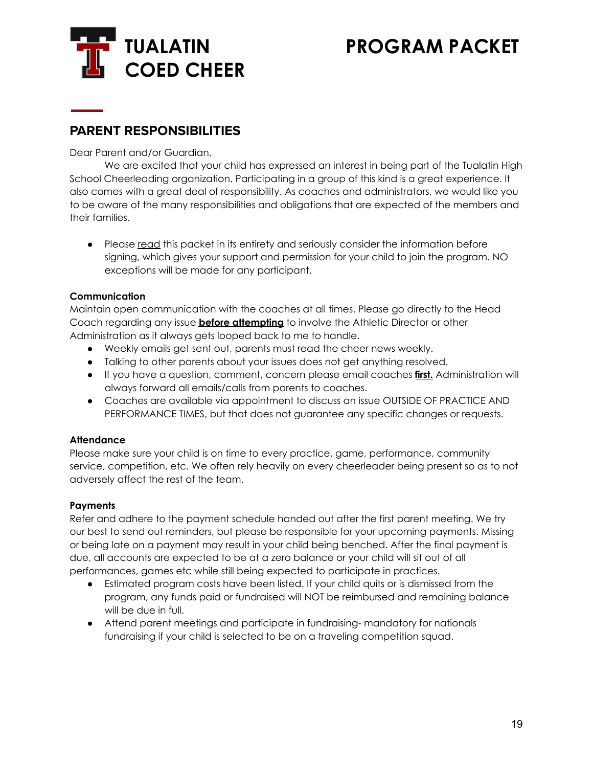## PARENT RESPONSIBILITIES

Dear Parent and/or Guardian,

We are excited that your child has expressed an interest in being part of the Tualatin High School Cheerleading organization. Participating in a group of this kind is a great experience. It also comes with a great deal of responsibility. As coaches and administrators, we would like you to be aware of the many responsibilities and obligations that are expected of the members and their families.

- Please read this packet in its entirety and seriously consider the information before signing, which gives your support and permission for your child to join the program. NO exceptions will be made for any participant.

**Communication**

Maintain open communication with the coaches at all times. Please go directly to the Head Coach regarding any issue **before attempting** to involve the Athletic Director or other Administration as it always gets looped back to me to handle.

- Weekly emails get sent out, parents must read the cheer news weekly.
- Talking to other parents about your issues does not get anything resolved.
- If you have a question, comment, concern please email coaches **first.** Administration will always forward all emails/calls from parents to coaches.
- Coaches are available via appointment to discuss an issue OUTSIDE OF PRACTICE AND PERFORMANCE TIMES, but that does not guarantee any specific changes or requests.

**Attendance**

Please make sure your child is on time to every practice, game, performance, community service, competition, etc. We often rely heavily on every cheerleader being present so as to not adversely affect the rest of the team.

**Payments**

Refer and adhere to the payment schedule handed out after the first parent meeting. We try our best to send out reminders, but please be responsible for your upcoming payments. Missing or being late on a payment may result in your child being benched. After the final payment is due, all accounts are expected to be at a zero balance or your child will sit out of all performances, games etc while still being expected to participate in practices.

- Estimated program costs have been listed. If your child quits or is dismissed from the program, any funds paid or fundraised will NOT be reimbursed and remaining balance will be due in full.
- Attend parent meetings and participate in fundraising- mandatory for nationals fundraising if your child is selected to be on a traveling competition squad.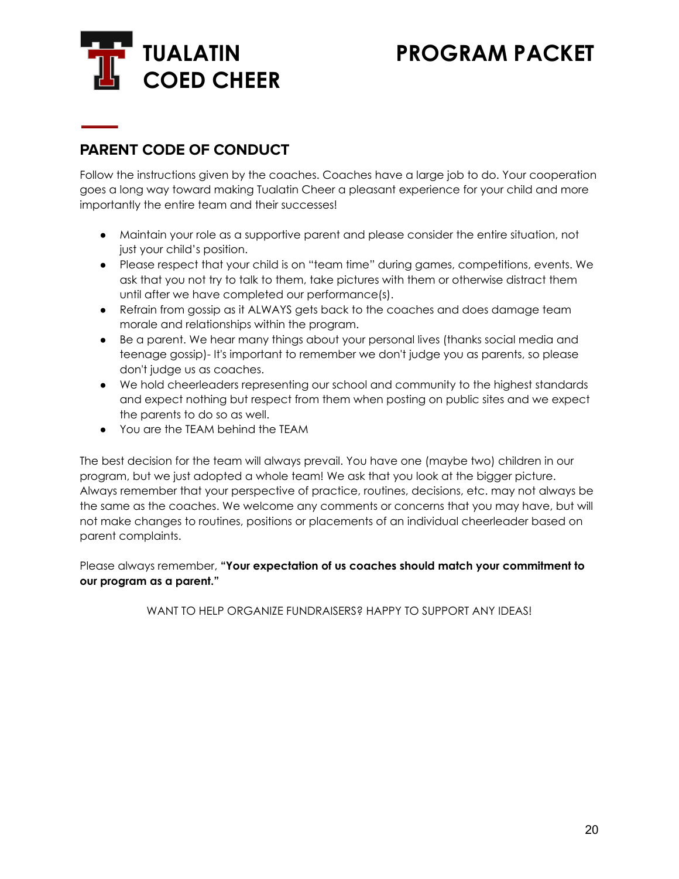# TUALATIN COED CHEER

# PROGRAM PACKET

## PARENT CODE OF CONDUCT

Follow the instructions given by the coaches. Coaches have a large job to do. Your cooperation goes a long way toward making Tualatin Cheer a pleasant experience for your child and more importantly the entire team and their successes!

- Maintain your role as a supportive parent and please consider the entire situation, not just your child's position.
- Please respect that your child is on "team time" during games, competitions, events. We ask that you not try to talk to them, take pictures with them or otherwise distract them until after we have completed our performance(s).
- Refrain from gossip as it ALWAYS gets back to the coaches and does damage team morale and relationships within the program.
- Be a parent. We hear many things about your personal lives (thanks social media and teenage gossip)- It's important to remember we don't judge you as parents, so please don't judge us as coaches.
- We hold cheerleaders representing our school and community to the highest standards and expect nothing but respect from them when posting on public sites and we expect the parents to do so as well.
- You are the TEAM behind the TEAM

The best decision for the team will always prevail. You have one (maybe two) children in our program, but we just adopted a whole team! We ask that you look at the bigger picture. Always remember that your perspective of practice, routines, decisions, etc. may not always be the same as the coaches. We welcome any comments or concerns that you may have, but will not make changes to routines, positions or placements of an individual cheerleader based on parent complaints.

Please always remember, **"Your expectation of us coaches should match your commitment to our program as a parent."**

WANT TO HELP ORGANIZE FUNDRAISERS? HAPPY TO SUPPORT ANY IDEAS!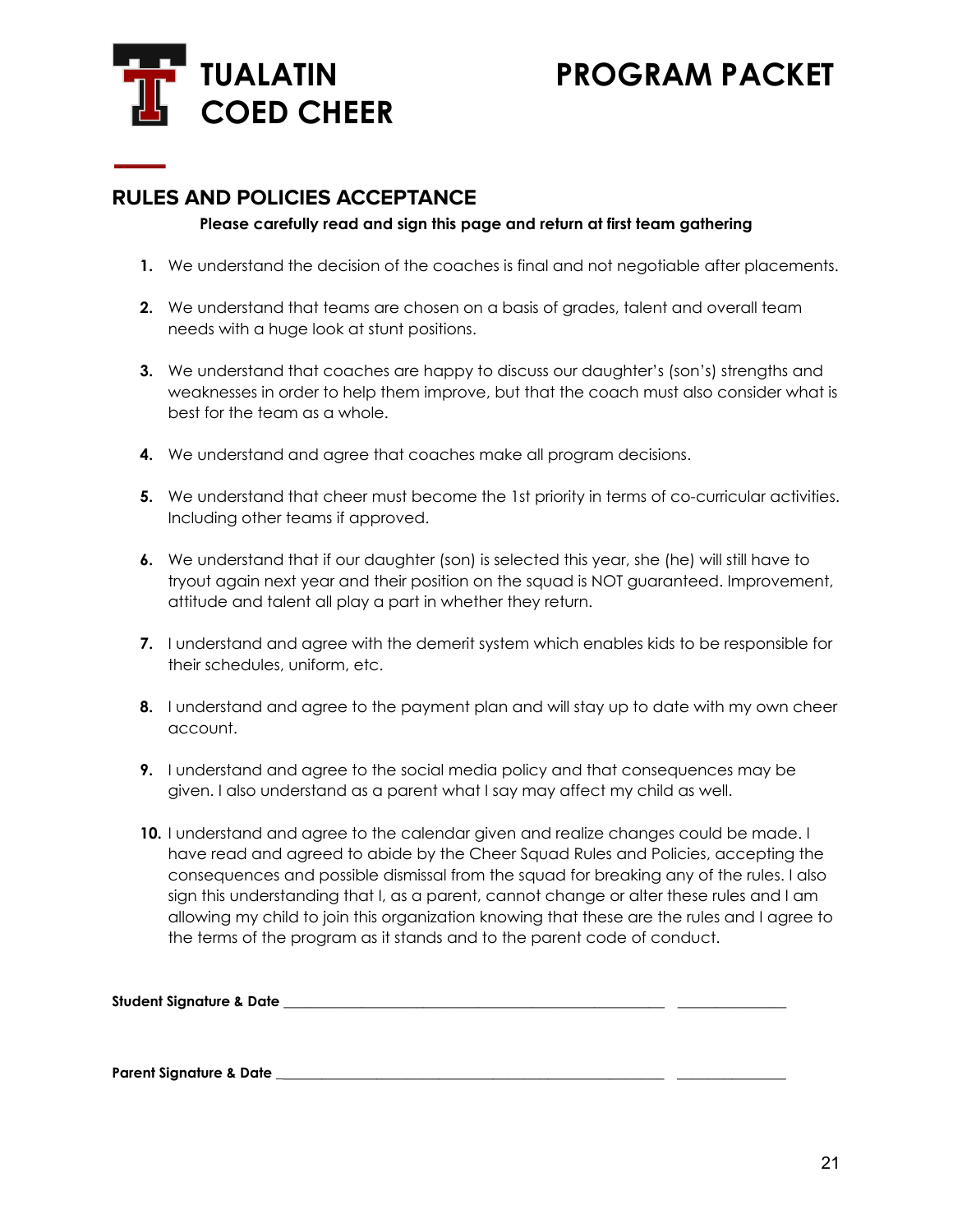# TUALATIN COED CHEER

# PROGRAM PACKET

## RULES AND POLICIES ACCEPTANCE

**Please carefully read and sign this page and return at first team gathering**

1. We understand the decision of the coaches is final and not negotiable after placements.
2. We understand that teams are chosen on a basis of grades, talent and overall team needs with a huge look at stunt positions.
3. We understand that coaches are happy to discuss our daughter's (son's) strengths and weaknesses in order to help them improve, but that the coach must also consider what is best for the team as a whole.
4. We understand and agree that coaches make all program decisions.
5. We understand that cheer must become the 1st priority in terms of co-curricular activities. Including other teams if approved.
6. We understand that if our daughter (son) is selected this year, she (he) will still have to tryout again next year and their position on the squad is NOT guaranteed. Improvement, attitude and talent all play a part in whether they return.
7. I understand and agree with the demerit system which enables kids to be responsible for their schedules, uniform, etc.
8. I understand and agree to the payment plan and will stay up to date with my own cheer account.
9. I understand and agree to the social media policy and that consequences may be given. I also understand as a parent what I say may affect my child as well.
10. I understand and agree to the calendar given and realize changes could be made. I have read and agreed to abide by the Cheer Squad Rules and Policies, accepting the consequences and possible dismissal from the squad for breaking any of the rules. I also sign this understanding that I, as a parent, cannot change or alter these rules and I am allowing my child to join this organization knowing that these are the rules and I agree to the terms of the program as it stands and to the parent code of conduct.

**Student Signature & Date** ______________________________________________ _______________

**Parent Signature & Date** ______________________________________________ _______________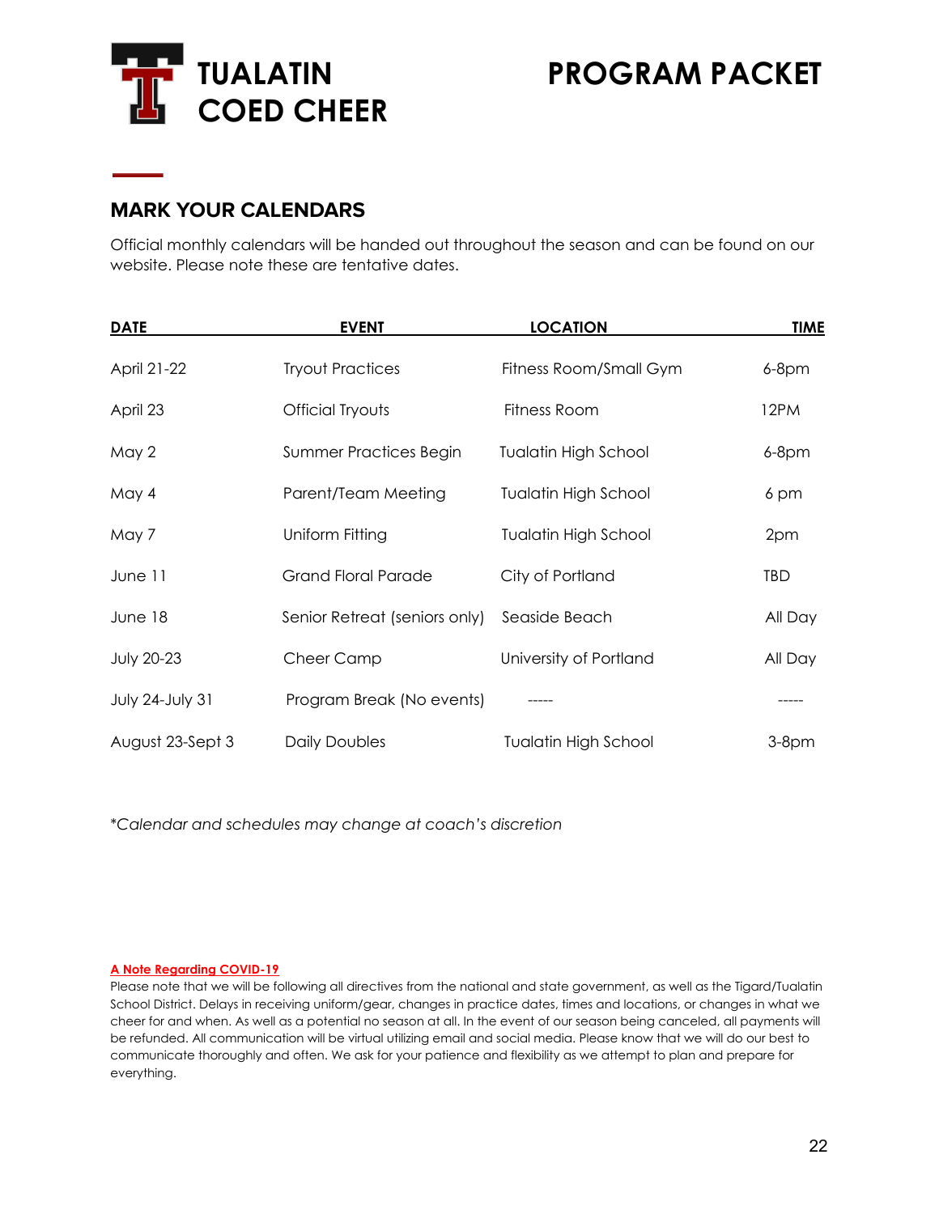# TUALATIN COED CHEER

# PROGRAM PACKET

## MARK YOUR CALENDARS

Official monthly calendars will be handed out throughout the season and can be found on our website. Please note these are tentative dates.

| DATE | EVENT | LOCATION | TIME |
|---|---|---|---|
| April 21-22 | Tryout Practices | Fitness Room/Small Gym | 6-8pm |
| April 23 | Official Tryouts | Fitness Room | 12PM |
| May 2 | Summer Practices Begin | Tualatin High School | 6-8pm |
| May 4 | Parent/Team Meeting | Tualatin High School | 6 pm |
| May 7 | Uniform Fitting | Tualatin High School | 2pm |
| June 11 | Grand Floral Parade | City of Portland | TBD |
| June 18 | Senior Retreat (seniors only) | Seaside Beach | All Day |
| July 20-23 | Cheer Camp | University of Portland | All Day |
| July 24-July 31 | Program Break (No events) | ----- | ----- |
| August 23-Sept 3 | Daily Doubles | Tualatin High School | 3-8pm |

*\*Calendar and schedules may change at coach's discretion*

**A Note Regarding COVID-19**

Please note that we will be following all directives from the national and state government, as well as the Tigard/Tualatin School District. Delays in receiving uniform/gear, changes in practice dates, times and locations, or changes in what we cheer for and when. As well as a potential no season at all. In the event of our season being canceled, all payments will be refunded. All communication will be virtual utilizing email and social media. Please know that we will do our best to communicate thoroughly and often. We ask for your patience and flexibility as we attempt to plan and prepare for everything.